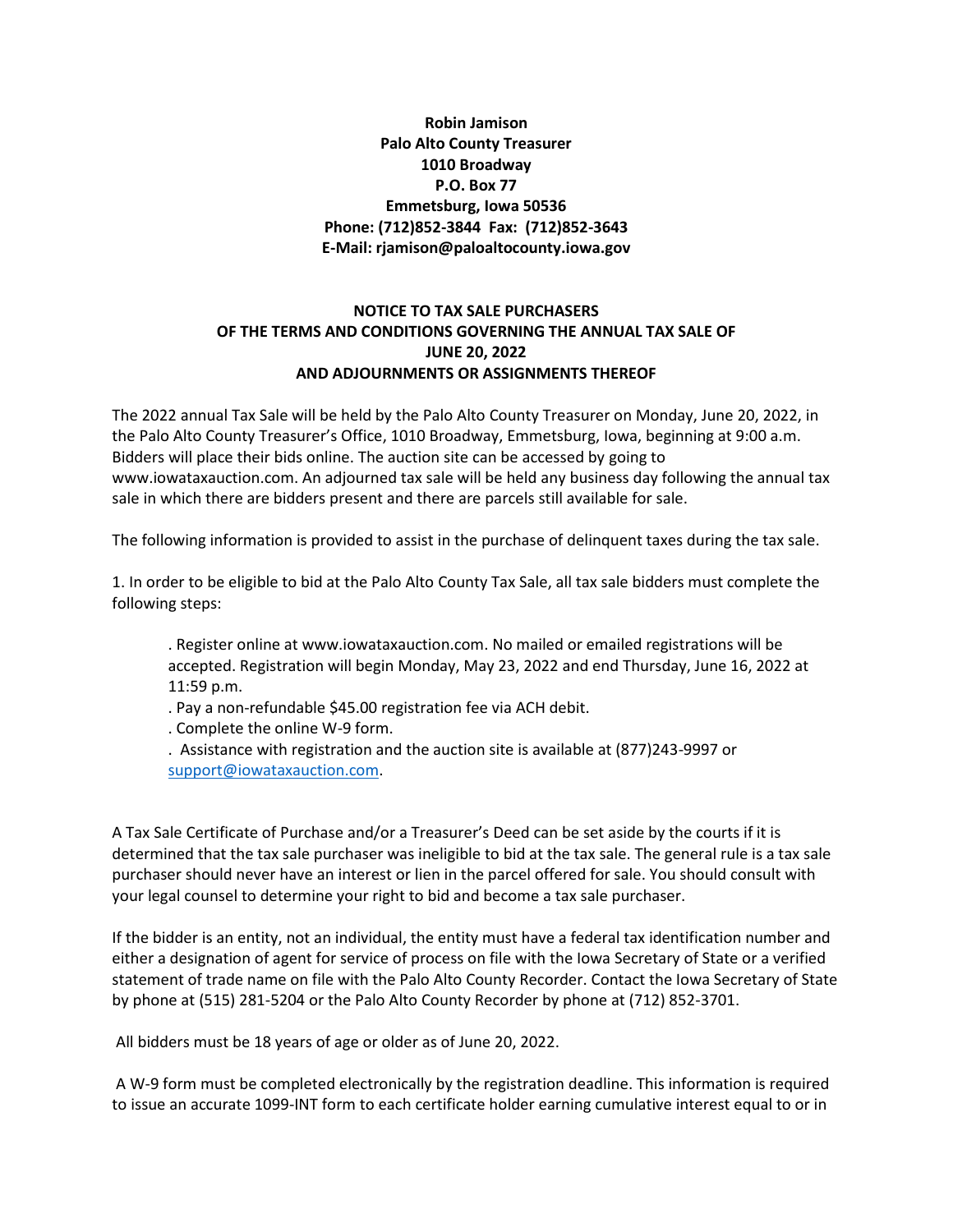**Robin Jamison**
**Palo Alto County Treasurer**
**1010 Broadway**
**P.O. Box 77**
**Emmetsburg, Iowa 50536**
**Phone: (712)852-3844 Fax: (712)852-3643**
**E-Mail: rjamison@paloaltocounty.iowa.gov**

## NOTICE TO TAX SALE PURCHASERS OF THE TERMS AND CONDITIONS GOVERNING THE ANNUAL TAX SALE OF JUNE 20, 2022 AND ADJOURNMENTS OR ASSIGNMENTS THEREOF

The 2022 annual Tax Sale will be held by the Palo Alto County Treasurer on Monday, June 20, 2022, in the Palo Alto County Treasurer's Office, 1010 Broadway, Emmetsburg, Iowa, beginning at 9:00 a.m. Bidders will place their bids online. The auction site can be accessed by going to www.iowataxauction.com. An adjourned tax sale will be held any business day following the annual tax sale in which there are bidders present and there are parcels still available for sale.

The following information is provided to assist in the purchase of delinquent taxes during the tax sale.

1. In order to be eligible to bid at the Palo Alto County Tax Sale, all tax sale bidders must complete the following steps:

- Register online at www.iowataxauction.com. No mailed or emailed registrations will be accepted. Registration will begin Monday, May 23, 2022 and end Thursday, June 16, 2022 at 11:59 p.m.
- Pay a non-refundable $45.00 registration fee via ACH debit.
- Complete the online W-9 form.
- Assistance with registration and the auction site is available at (877)243-9997 or support@iowataxauction.com.

A Tax Sale Certificate of Purchase and/or a Treasurer's Deed can be set aside by the courts if it is determined that the tax sale purchaser was ineligible to bid at the tax sale. The general rule is a tax sale purchaser should never have an interest or lien in the parcel offered for sale. You should consult with your legal counsel to determine your right to bid and become a tax sale purchaser.

If the bidder is an entity, not an individual, the entity must have a federal tax identification number and either a designation of agent for service of process on file with the Iowa Secretary of State or a verified statement of trade name on file with the Palo Alto County Recorder. Contact the Iowa Secretary of State by phone at (515) 281-5204 or the Palo Alto County Recorder by phone at (712) 852-3701.

All bidders must be 18 years of age or older as of June 20, 2022.

A W-9 form must be completed electronically by the registration deadline. This information is required to issue an accurate 1099-INT form to each certificate holder earning cumulative interest equal to or in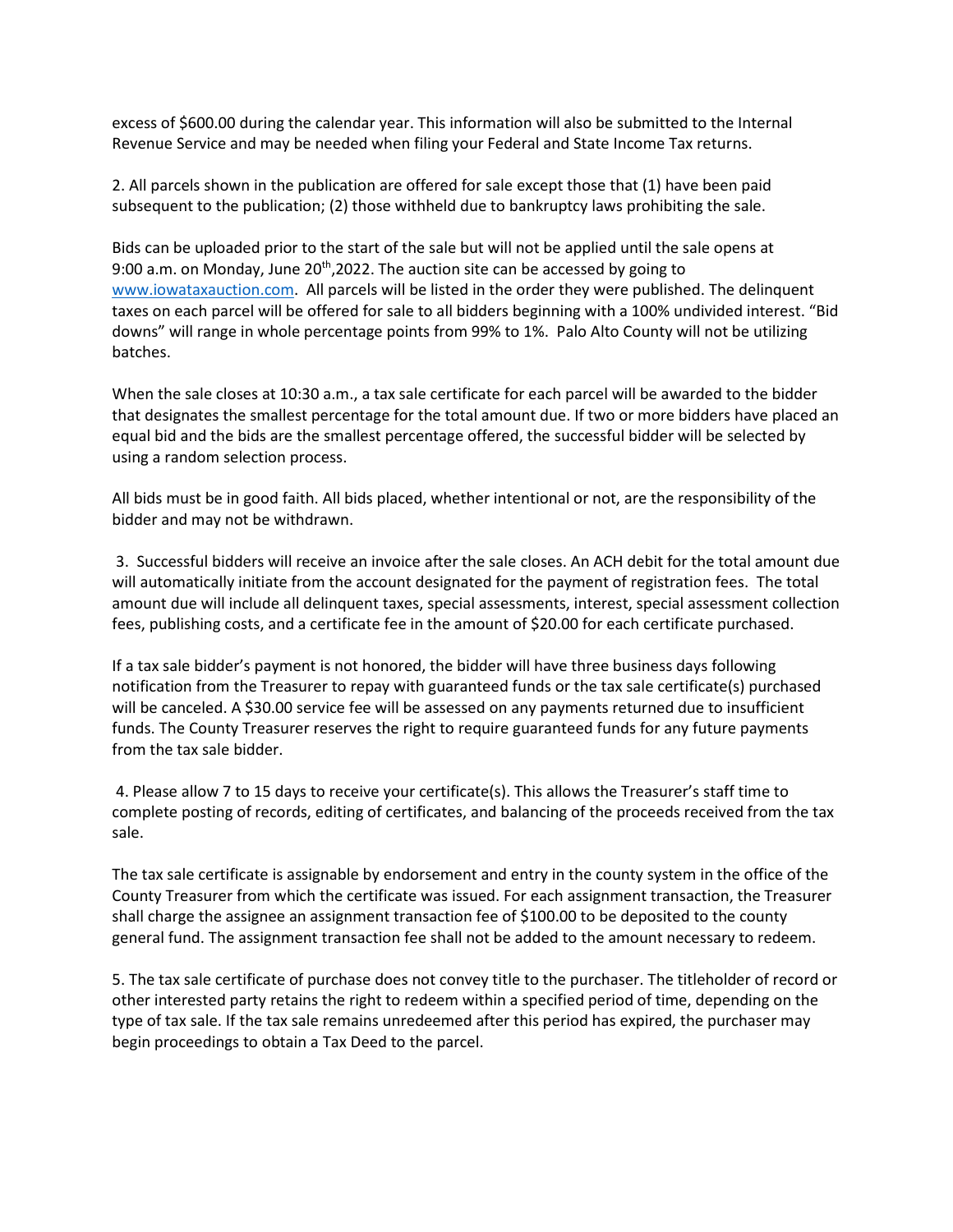excess of $600.00 during the calendar year. This information will also be submitted to the Internal Revenue Service and may be needed when filing your Federal and State Income Tax returns.

2. All parcels shown in the publication are offered for sale except those that (1) have been paid subsequent to the publication; (2) those withheld due to bankruptcy laws prohibiting the sale.

Bids can be uploaded prior to the start of the sale but will not be applied until the sale opens at 9:00 a.m. on Monday, June 20th,2022. The auction site can be accessed by going to [www.iowataxauction.com](http://www.iowataxauction.com). All parcels will be listed in the order they were published. The delinquent taxes on each parcel will be offered for sale to all bidders beginning with a 100% undivided interest. "Bid downs" will range in whole percentage points from 99% to 1%. Palo Alto County will not be utilizing batches.

When the sale closes at 10:30 a.m., a tax sale certificate for each parcel will be awarded to the bidder that designates the smallest percentage for the total amount due. If two or more bidders have placed an equal bid and the bids are the smallest percentage offered, the successful bidder will be selected by using a random selection process.

All bids must be in good faith. All bids placed, whether intentional or not, are the responsibility of the bidder and may not be withdrawn.

3. Successful bidders will receive an invoice after the sale closes. An ACH debit for the total amount due will automatically initiate from the account designated for the payment of registration fees. The total amount due will include all delinquent taxes, special assessments, interest, special assessment collection fees, publishing costs, and a certificate fee in the amount of $20.00 for each certificate purchased.

If a tax sale bidder's payment is not honored, the bidder will have three business days following notification from the Treasurer to repay with guaranteed funds or the tax sale certificate(s) purchased will be canceled. A $30.00 service fee will be assessed on any payments returned due to insufficient funds. The County Treasurer reserves the right to require guaranteed funds for any future payments from the tax sale bidder.

4. Please allow 7 to 15 days to receive your certificate(s). This allows the Treasurer's staff time to complete posting of records, editing of certificates, and balancing of the proceeds received from the tax sale.

The tax sale certificate is assignable by endorsement and entry in the county system in the office of the County Treasurer from which the certificate was issued. For each assignment transaction, the Treasurer shall charge the assignee an assignment transaction fee of $100.00 to be deposited to the county general fund. The assignment transaction fee shall not be added to the amount necessary to redeem.

5. The tax sale certificate of purchase does not convey title to the purchaser. The titleholder of record or other interested party retains the right to redeem within a specified period of time, depending on the type of tax sale. If the tax sale remains unredeemed after this period has expired, the purchaser may begin proceedings to obtain a Tax Deed to the parcel.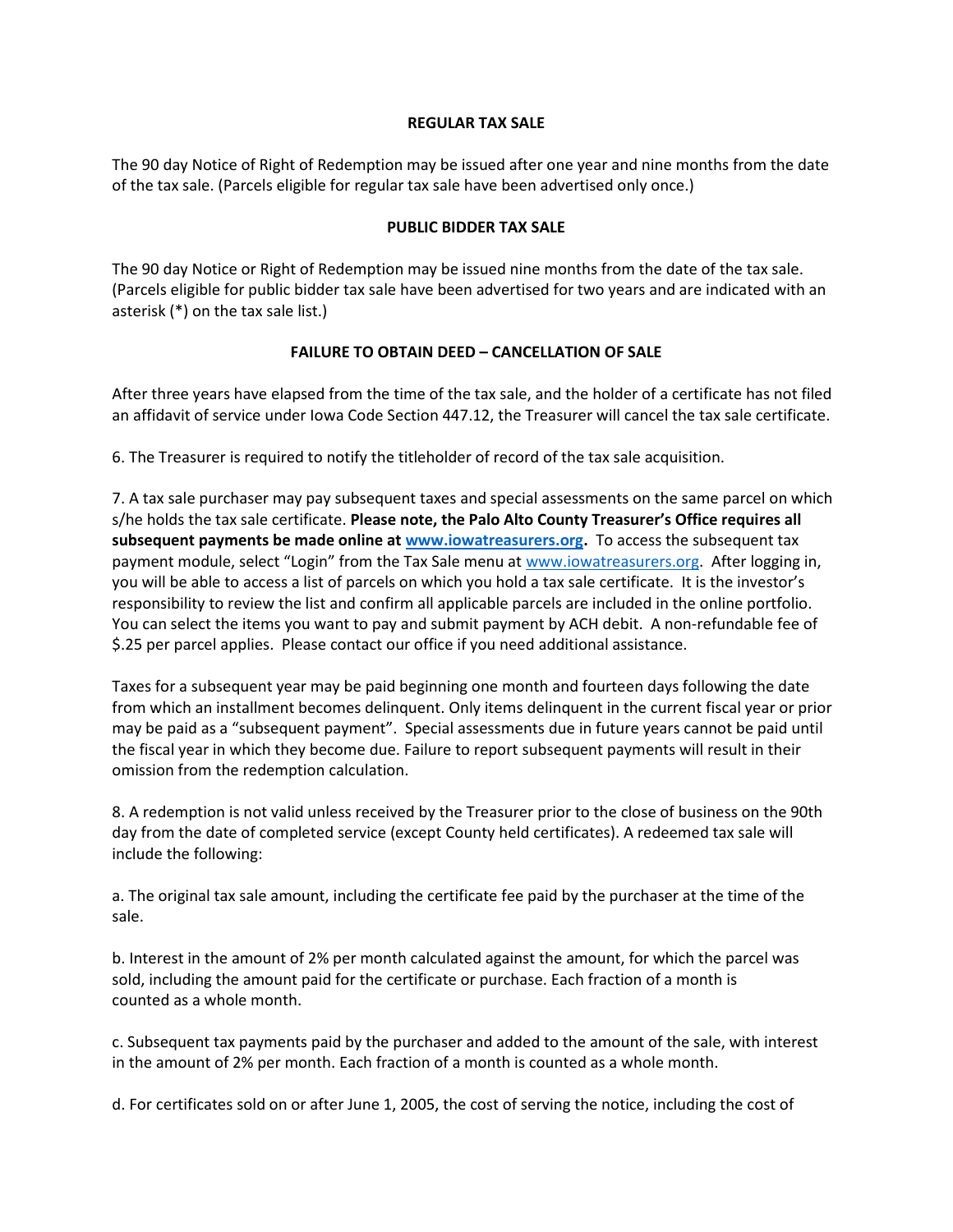### REGULAR TAX SALE

The 90 day Notice of Right of Redemption may be issued after one year and nine months from the date of the tax sale. (Parcels eligible for regular tax sale have been advertised only once.)

### PUBLIC BIDDER TAX SALE

The 90 day Notice or Right of Redemption may be issued nine months from the date of the tax sale. (Parcels eligible for public bidder tax sale have been advertised for two years and are indicated with an asterisk (*) on the tax sale list.)

### FAILURE TO OBTAIN DEED – CANCELLATION OF SALE

After three years have elapsed from the time of the tax sale, and the holder of a certificate has not filed an affidavit of service under Iowa Code Section 447.12, the Treasurer will cancel the tax sale certificate.

6. The Treasurer is required to notify the titleholder of record of the tax sale acquisition.

7. A tax sale purchaser may pay subsequent taxes and special assessments on the same parcel on which s/he holds the tax sale certificate. **Please note, the Palo Alto County Treasurer's Office requires all subsequent payments be made online at [www.iowatreasurers.org](www.iowatreasurers.org).** To access the subsequent tax payment module, select "Login" from the Tax Sale menu at [www.iowatreasurers.org](www.iowatreasurers.org). After logging in, you will be able to access a list of parcels on which you hold a tax sale certificate. It is the investor's responsibility to review the list and confirm all applicable parcels are included in the online portfolio. You can select the items you want to pay and submit payment by ACH debit. A non-refundable fee of $.25 per parcel applies. Please contact our office if you need additional assistance.

Taxes for a subsequent year may be paid beginning one month and fourteen days following the date from which an installment becomes delinquent. Only items delinquent in the current fiscal year or prior may be paid as a "subsequent payment". Special assessments due in future years cannot be paid until the fiscal year in which they become due. Failure to report subsequent payments will result in their omission from the redemption calculation.

8. A redemption is not valid unless received by the Treasurer prior to the close of business on the 90th day from the date of completed service (except County held certificates). A redeemed tax sale will include the following:

a. The original tax sale amount, including the certificate fee paid by the purchaser at the time of the sale.

b. Interest in the amount of 2% per month calculated against the amount, for which the parcel was sold, including the amount paid for the certificate or purchase. Each fraction of a month is counted as a whole month.

c. Subsequent tax payments paid by the purchaser and added to the amount of the sale, with interest in the amount of 2% per month. Each fraction of a month is counted as a whole month.

d. For certificates sold on or after June 1, 2005, the cost of serving the notice, including the cost of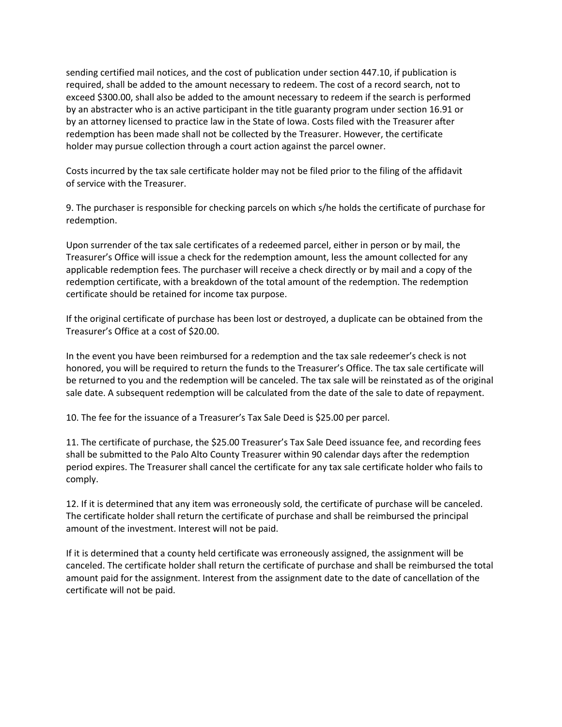sending certified mail notices, and the cost of publication under section 447.10, if publication is required, shall be added to the amount necessary to redeem. The cost of a record search, not to exceed $300.00, shall also be added to the amount necessary to redeem if the search is performed by an abstracter who is an active participant in the title guaranty program under section 16.91 or by an attorney licensed to practice law in the State of Iowa. Costs filed with the Treasurer after redemption has been made shall not be collected by the Treasurer. However, the certificate holder may pursue collection through a court action against the parcel owner.

Costs incurred by the tax sale certificate holder may not be filed prior to the filing of the affidavit of service with the Treasurer.

9. The purchaser is responsible for checking parcels on which s/he holds the certificate of purchase for redemption.

Upon surrender of the tax sale certificates of a redeemed parcel, either in person or by mail, the Treasurer's Office will issue a check for the redemption amount, less the amount collected for any applicable redemption fees. The purchaser will receive a check directly or by mail and a copy of the redemption certificate, with a breakdown of the total amount of the redemption. The redemption certificate should be retained for income tax purpose.

If the original certificate of purchase has been lost or destroyed, a duplicate can be obtained from the Treasurer's Office at a cost of $20.00.

In the event you have been reimbursed for a redemption and the tax sale redeemer's check is not honored, you will be required to return the funds to the Treasurer's Office. The tax sale certificate will be returned to you and the redemption will be canceled. The tax sale will be reinstated as of the original sale date. A subsequent redemption will be calculated from the date of the sale to date of repayment.

10. The fee for the issuance of a Treasurer's Tax Sale Deed is $25.00 per parcel.

11. The certificate of purchase, the $25.00 Treasurer's Tax Sale Deed issuance fee, and recording fees shall be submitted to the Palo Alto County Treasurer within 90 calendar days after the redemption period expires. The Treasurer shall cancel the certificate for any tax sale certificate holder who fails to comply.

12. If it is determined that any item was erroneously sold, the certificate of purchase will be canceled. The certificate holder shall return the certificate of purchase and shall be reimbursed the principal amount of the investment. Interest will not be paid.

If it is determined that a county held certificate was erroneously assigned, the assignment will be canceled. The certificate holder shall return the certificate of purchase and shall be reimbursed the total amount paid for the assignment. Interest from the assignment date to the date of cancellation of the certificate will not be paid.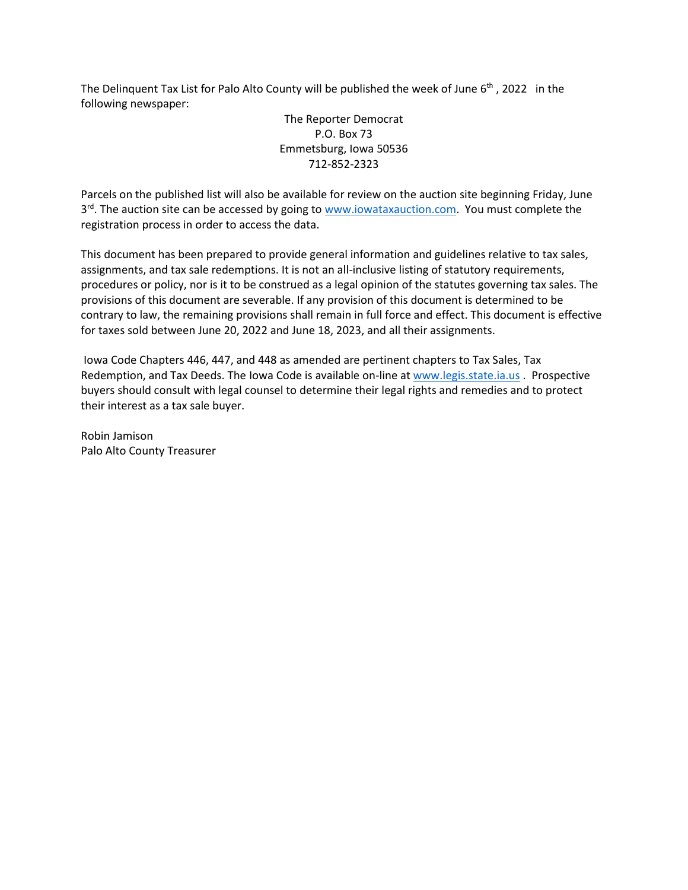The Delinquent Tax List for Palo Alto County will be published the week of June 6th , 2022 in the following newspaper:

The Reporter Democrat
P.O. Box 73
Emmetsburg, Iowa 50536
712-852-2323

Parcels on the published list will also be available for review on the auction site beginning Friday, June 3rd. The auction site can be accessed by going to www.iowataxauction.com. You must complete the registration process in order to access the data.

This document has been prepared to provide general information and guidelines relative to tax sales, assignments, and tax sale redemptions. It is not an all-inclusive listing of statutory requirements, procedures or policy, nor is it to be construed as a legal opinion of the statutes governing tax sales. The provisions of this document are severable. If any provision of this document is determined to be contrary to law, the remaining provisions shall remain in full force and effect. This document is effective for taxes sold between June 20, 2022 and June 18, 2023, and all their assignments.

Iowa Code Chapters 446, 447, and 448 as amended are pertinent chapters to Tax Sales, Tax Redemption, and Tax Deeds. The Iowa Code is available on-line at www.legis.state.ia.us . Prospective buyers should consult with legal counsel to determine their legal rights and remedies and to protect their interest as a tax sale buyer.

Robin Jamison
Palo Alto County Treasurer